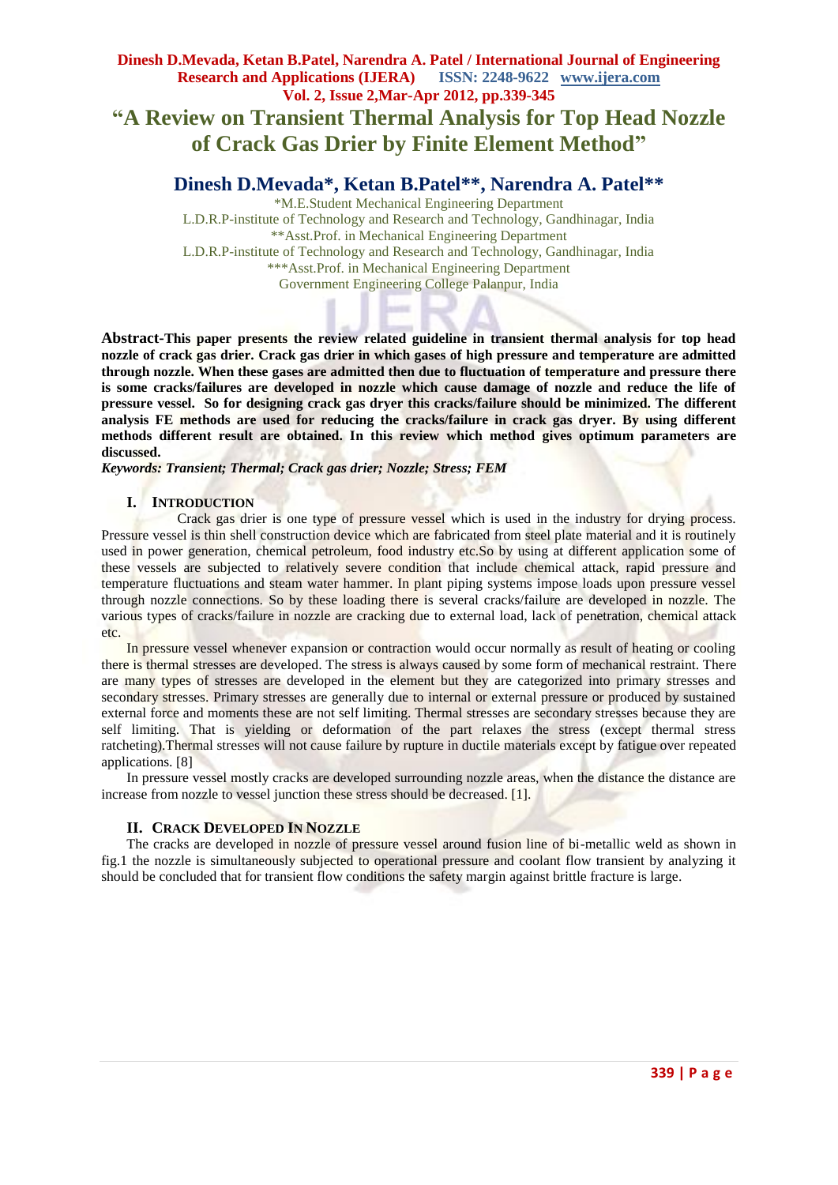# "A Review on Transient Thermal Analysis for Top Head Nozzle of Crack Gas Drier by Finite Element Method"

## Dinesh D.Mevada*, Ketan B.Patel**, Narendra A. Patel**

*M.E.Student Mechanical Engineering Department
L.D.R.P-institute of Technology and Research and Technology, Gandhinagar, India
**Asst.Prof. in Mechanical Engineering Department
L.D.R.P-institute of Technology and Research and Technology, Gandhinagar, India
***Asst.Prof. in Mechanical Engineering Department
Government Engineering College Palanpur, India

**Abstract-This paper presents the review related guideline in transient thermal analysis for top head nozzle of crack gas drier. Crack gas drier in which gases of high pressure and temperature are admitted through nozzle. When these gases are admitted then due to fluctuation of temperature and pressure there is some cracks/failures are developed in nozzle which cause damage of nozzle and reduce the life of pressure vessel. So for designing crack gas dryer this cracks/failure should be minimized. The different analysis FE methods are used for reducing the cracks/failure in crack gas dryer. By using different methods different result are obtained. In this review which method gives optimum parameters are discussed.**

***Keywords: Transient; Thermal; Crack gas drier; Nozzle; Stress; FEM***

## I. INTRODUCTION

Crack gas drier is one type of pressure vessel which is used in the industry for drying process. Pressure vessel is thin shell construction device which are fabricated from steel plate material and it is routinely used in power generation, chemical petroleum, food industry etc.So by using at different application some of these vessels are subjected to relatively severe condition that include chemical attack, rapid pressure and temperature fluctuations and steam water hammer. In plant piping systems impose loads upon pressure vessel through nozzle connections. So by these loading there is several cracks/failure are developed in nozzle. The various types of cracks/failure in nozzle are cracking due to external load, lack of penetration, chemical attack etc.

In pressure vessel whenever expansion or contraction would occur normally as result of heating or cooling there is thermal stresses are developed. The stress is always caused by some form of mechanical restraint. There are many types of stresses are developed in the element but they are categorized into primary stresses and secondary stresses. Primary stresses are generally due to internal or external pressure or produced by sustained external force and moments these are not self limiting. Thermal stresses are secondary stresses because they are self limiting. That is yielding or deformation of the part relaxes the stress (except thermal stress ratcheting).Thermal stresses will not cause failure by rupture in ductile materials except by fatigue over repeated applications. [8]

In pressure vessel mostly cracks are developed surrounding nozzle areas, when the distance the distance are increase from nozzle to vessel junction these stress should be decreased. [1].

## II. CRACK DEVELOPED IN NOZZLE

The cracks are developed in nozzle of pressure vessel around fusion line of bi-metallic weld as shown in fig.1 the nozzle is simultaneously subjected to operational pressure and coolant flow transient by analyzing it should be concluded that for transient flow conditions the safety margin against brittle fracture is large.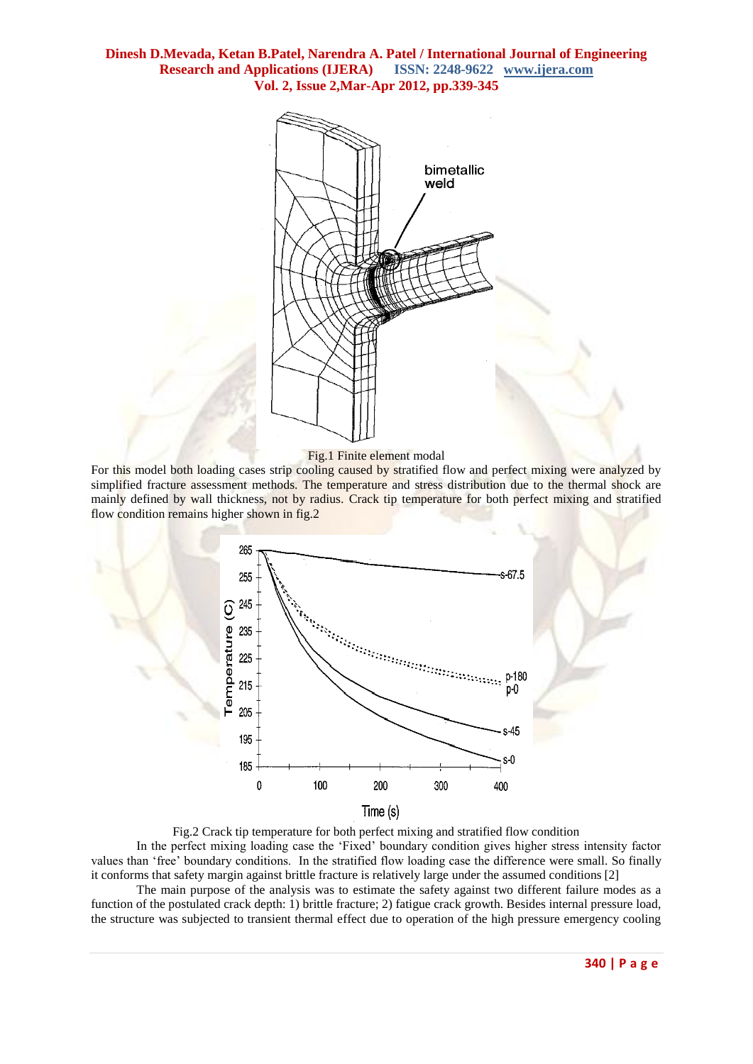Fig.1 Finite element modal

For this model both loading cases strip cooling caused by stratified flow and perfect mixing were analyzed by simplified fracture assessment methods. The temperature and stress distribution due to the thermal shock are mainly defined by wall thickness, not by radius. Crack tip temperature for both perfect mixing and stratified flow condition remains higher shown in fig.2

Fig.2 Crack tip temperature for both perfect mixing and stratified flow condition

In the perfect mixing loading case the 'Fixed' boundary condition gives higher stress intensity factor values than 'free' boundary conditions. In the stratified flow loading case the difference were small. So finally it conforms that safety margin against brittle fracture is relatively large under the assumed conditions [2]

The main purpose of the analysis was to estimate the safety against two different failure modes as a function of the postulated crack depth: 1) brittle fracture; 2) fatigue crack growth. Besides internal pressure load, the structure was subjected to transient thermal effect due to operation of the high pressure emergency cooling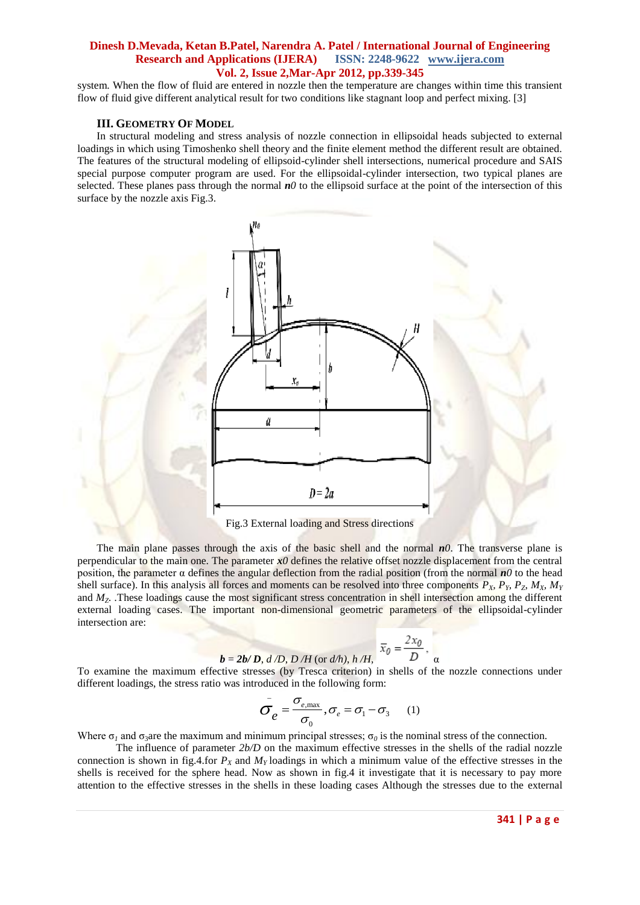system. When the flow of fluid are entered in nozzle then the temperature are changes within time this transient flow of fluid give different analytical result for two conditions like stagnant loop and perfect mixing. [3]

## III. Geometry Of Model

In structural modeling and stress analysis of nozzle connection in ellipsoidal heads subjected to external loadings in which using Timoshenko shell theory and the finite element method the different result are obtained. The features of the structural modeling of ellipsoid-cylinder shell intersections, numerical procedure and SAIS special purpose computer program are used. For the ellipsoidal-cylinder intersection, two typical planes are selected. These planes pass through the normal ***n0*** to the ellipsoid surface at the point of the intersection of this surface by the nozzle axis Fig.3.

Fig.3 External loading and Stress directions

The main plane passes through the axis of the basic shell and the normal ***n0***. The transverse plane is perpendicular to the main one. The parameter ***x0*** defines the relative offset nozzle displacement from the central position, the parameter α defines the angular deflection from the radial position (from the normal ***n0*** to the head shell surface). In this analysis all forces and moments can be resolved into three components $P_X$, $P_Y$, $P_Z$, $M_X$, $M_Y$ and $M_Z$. .These loadings cause the most significant stress concentration in shell intersection among the different external loading cases. The important non-dimensional geometric parameters of the ellipsoidal-cylinder intersection are:

***b = 2b/ D***, *d /D*, *D /H* (or *d/h*), *h /H*, $\bar{x}_0 = \dfrac{2x_0}{D}$, α

To examine the maximum effective stresses (by Tresca criterion) in shells of the nozzle connections under different loadings, the stress ratio was introduced in the following form:

$$\bar{\sigma}_e = \frac{\sigma_{e,\max}}{\sigma_0}, \sigma_e = \sigma_1 - \sigma_3 \qquad (1)$$

Where $\sigma_1$ and $\sigma_3$are the maximum and minimum principal stresses; $\sigma_0$ is the nominal stress of the connection.

The influence of parameter *2b/D* on the maximum effective stresses in the shells of the radial nozzle connection is shown in fig.4.for $P_X$ and $M_Y$ loadings in which a minimum value of the effective stresses in the shells is received for the sphere head. Now as shown in fig.4 it investigate that it is necessary to pay more attention to the effective stresses in the shells in these loading cases Although the stresses due to the external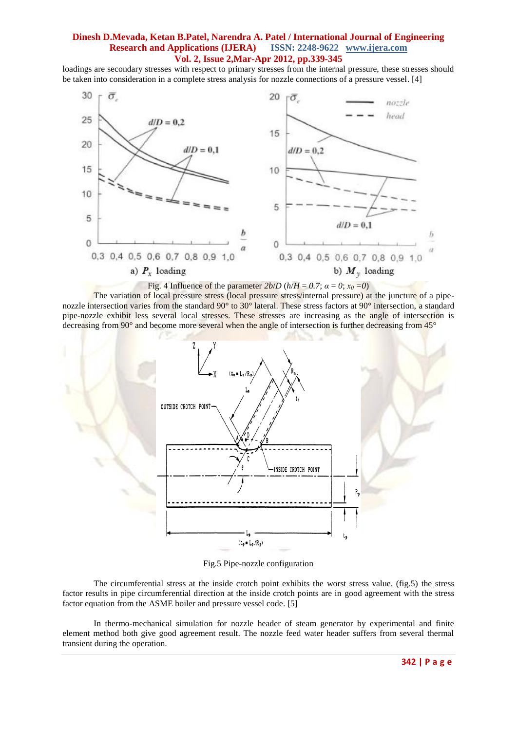loadings are secondary stresses with respect to primary stresses from the internal pressure, these stresses should be taken into consideration in a complete stress analysis for nozzle connections of a pressure vessel. [4]

Fig. 4 Influence of the parameter $2b/D$ ($h/H = 0.7$; $\alpha = 0$; $x_0 = 0$)

The variation of local pressure stress (local pressure stress/internal pressure) at the juncture of a pipe-nozzle intersection varies from the standard 90° to 30° lateral. These stress factors at 90° intersection, a standard pipe-nozzle exhibit less several local stresses. These stresses are increasing as the angle of intersection is decreasing from 90° and become more several when the angle of intersection is further decreasing from 45°

Fig.5 Pipe-nozzle configuration

The circumferential stress at the inside crotch point exhibits the worst stress value. (fig.5) the stress factor results in pipe circumferential direction at the inside crotch points are in good agreement with the stress factor equation from the ASME boiler and pressure vessel code. [5]

In thermo-mechanical simulation for nozzle header of steam generator by experimental and finite element method both give good agreement result. The nozzle feed water header suffers from several thermal transient during the operation.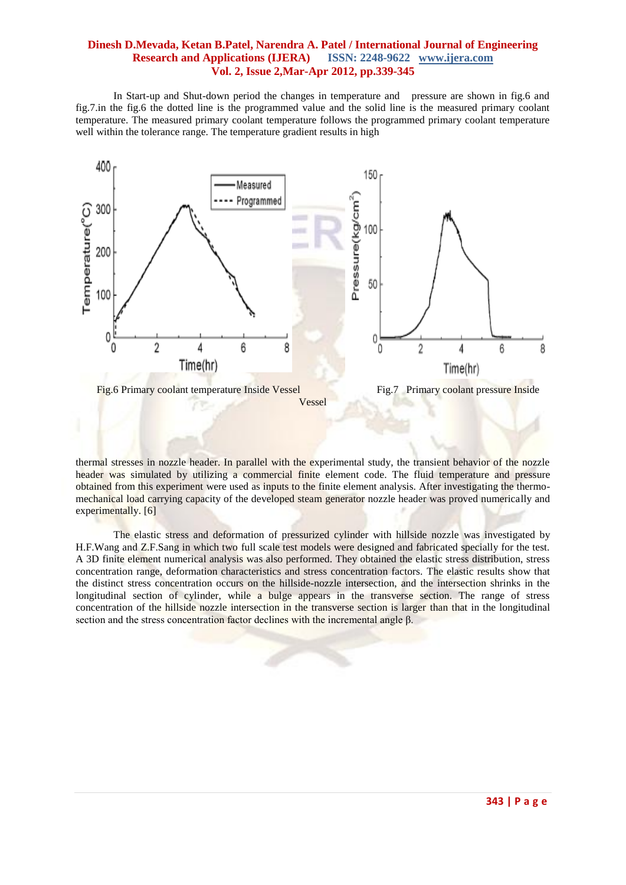In Start-up and Shut-down period the changes in temperature and pressure are shown in fig.6 and fig.7.in the fig.6 the dotted line is the programmed value and the solid line is the measured primary coolant temperature. The measured primary coolant temperature follows the programmed primary coolant temperature well within the tolerance range. The temperature gradient results in high

Fig.6 Primary coolant temperature Inside Vessel

Fig.7 Primary coolant pressure Inside Vessel

thermal stresses in nozzle header. In parallel with the experimental study, the transient behavior of the nozzle header was simulated by utilizing a commercial finite element code. The fluid temperature and pressure obtained from this experiment were used as inputs to the finite element analysis. After investigating the thermo-mechanical load carrying capacity of the developed steam generator nozzle header was proved numerically and experimentally. [6]

The elastic stress and deformation of pressurized cylinder with hillside nozzle was investigated by H.F.Wang and Z.F.Sang in which two full scale test models were designed and fabricated specially for the test. A 3D finite element numerical analysis was also performed. They obtained the elastic stress distribution, stress concentration range, deformation characteristics and stress concentration factors. The elastic results show that the distinct stress concentration occurs on the hillside-nozzle intersection, and the intersection shrinks in the longitudinal section of cylinder, while a bulge appears in the transverse section. The range of stress concentration of the hillside nozzle intersection in the transverse section is larger than that in the longitudinal section and the stress concentration factor declines with the incremental angle β.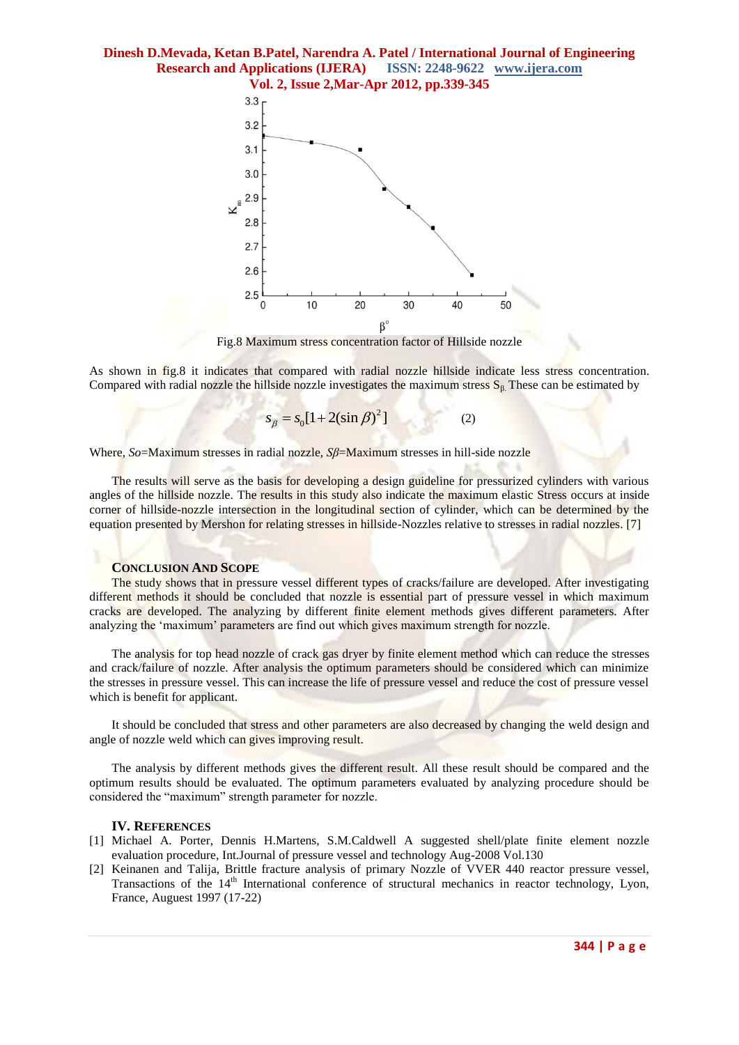Fig.8 Maximum stress concentration factor of Hillside nozzle

As shown in fig.8 it indicates that compared with radial nozzle hillside indicate less stress concentration. Compared with radial nozzle the hillside nozzle investigates the maximum stress $S_\beta$. These can be estimated by

$$s_\beta = s_0[1+2(\sin\beta)^2] \qquad (2)$$

Where, *So*=Maximum stresses in radial nozzle, *Sβ*=Maximum stresses in hill-side nozzle

The results will serve as the basis for developing a design guideline for pressurized cylinders with various angles of the hillside nozzle. The results in this study also indicate the maximum elastic Stress occurs at inside corner of hillside-nozzle intersection in the longitudinal section of cylinder, which can be determined by the equation presented by Mershon for relating stresses in hillside-Nozzles relative to stresses in radial nozzles. [7]

## Conclusion And Scope

The study shows that in pressure vessel different types of cracks/failure are developed. After investigating different methods it should be concluded that nozzle is essential part of pressure vessel in which maximum cracks are developed. The analyzing by different finite element methods gives different parameters. After analyzing the 'maximum' parameters are find out which gives maximum strength for nozzle.

The analysis for top head nozzle of crack gas dryer by finite element method which can reduce the stresses and crack/failure of nozzle. After analysis the optimum parameters should be considered which can minimize the stresses in pressure vessel. This can increase the life of pressure vessel and reduce the cost of pressure vessel which is benefit for applicant.

It should be concluded that stress and other parameters are also decreased by changing the weld design and angle of nozzle weld which can gives improving result.

The analysis by different methods gives the different result. All these result should be compared and the optimum results should be evaluated. The optimum parameters evaluated by analyzing procedure should be considered the "maximum" strength parameter for nozzle.

## IV. References

[1] Michael A. Porter, Dennis H.Martens, S.M.Caldwell A suggested shell/plate finite element nozzle evaluation procedure, Int.Journal of pressure vessel and technology Aug-2008 Vol.130

[2] Keinanen and Talija, Brittle fracture analysis of primary Nozzle of VVER 440 reactor pressure vessel, Transactions of the 14th International conference of structural mechanics in reactor technology, Lyon, France, Auguest 1997 (17-22)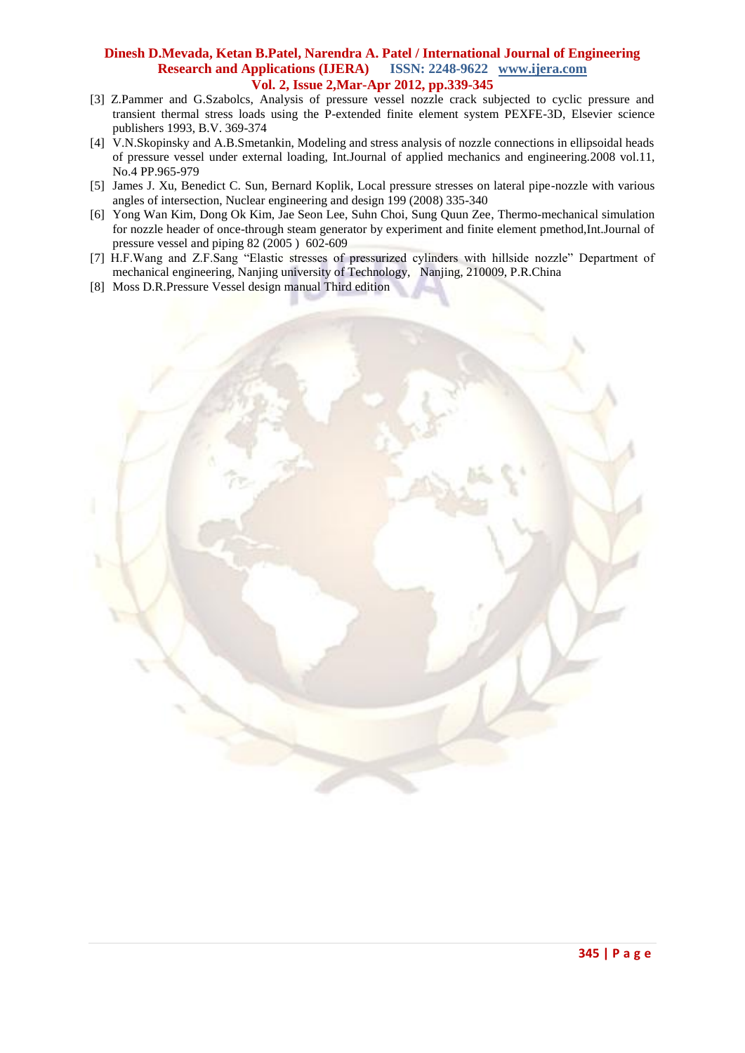[3] Z.Pammer and G.Szabolcs, Analysis of pressure vessel nozzle crack subjected to cyclic pressure and transient thermal stress loads using the P-extended finite element system PEXFE-3D, Elsevier science publishers 1993, B.V. 369-374

[4] V.N.Skopinsky and A.B.Smetankin, Modeling and stress analysis of nozzle connections in ellipsoidal heads of pressure vessel under external loading, Int.Journal of applied mechanics and engineering.2008 vol.11, No.4 PP.965-979

[5] James J. Xu, Benedict C. Sun, Bernard Koplik, Local pressure stresses on lateral pipe-nozzle with various angles of intersection, Nuclear engineering and design 199 (2008) 335-340

[6] Yong Wan Kim, Dong Ok Kim, Jae Seon Lee, Suhn Choi, Sung Quun Zee, Thermo-mechanical simulation for nozzle header of once-through steam generator by experiment and finite element pmethod,Int.Journal of pressure vessel and piping 82 (2005 ) 602-609

[7] H.F.Wang and Z.F.Sang "Elastic stresses of pressurized cylinders with hillside nozzle" Department of mechanical engineering, Nanjing university of Technology, Nanjing, 210009, P.R.China

[8] Moss D.R.Pressure Vessel design manual Third edition